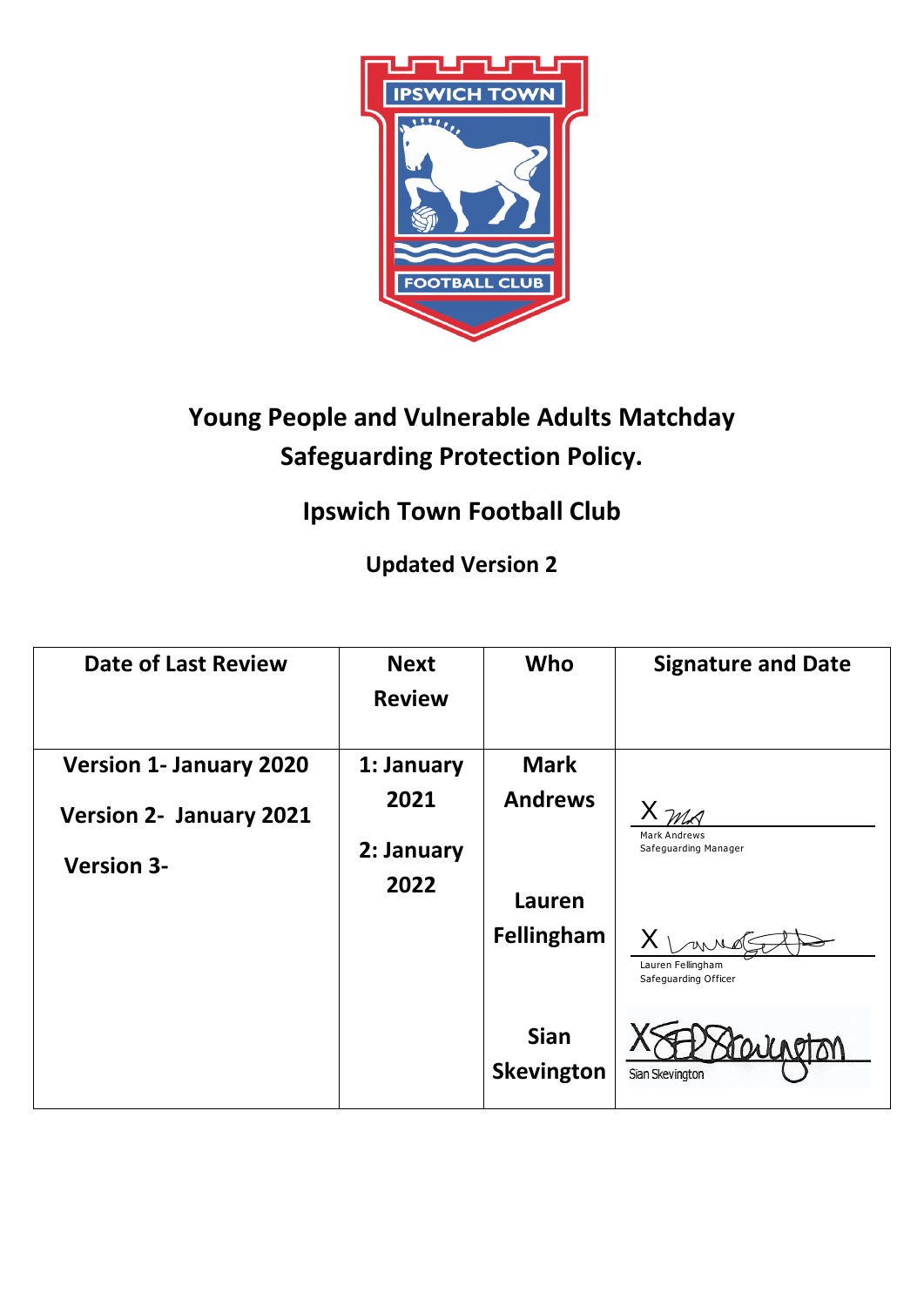# Young People and Vulnerable Adults Matchday Safeguarding Protection Policy.

## Ipswich Town Football Club

### Updated Version 2

| Date of Last Review | Next Review | Who | Signature and Date |
|---|---|---|---|
| Version 1- January 2020<br>Version 2- January 2021<br>Version 3- | 1: January 2021<br>2: January 2022 | Mark Andrews<br><br>Lauren Fellingham<br><br>Sian Skevington | X Mark Andrews, Safeguarding Manager<br><br>X Lauren Fellingham, Safeguarding Officer<br><br>X Sian Skevington |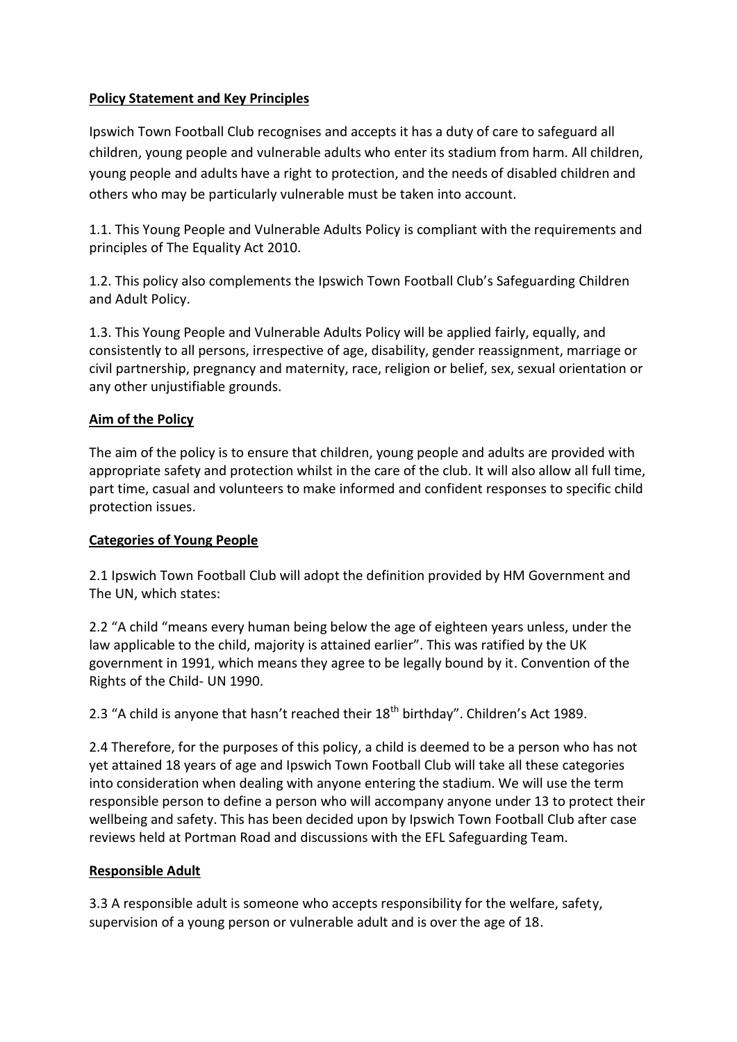## **Policy Statement and Key Principles**

Ipswich Town Football Club recognises and accepts it has a duty of care to safeguard all children, young people and vulnerable adults who enter its stadium from harm. All children, young people and adults have a right to protection, and the needs of disabled children and others who may be particularly vulnerable must be taken into account.

1.1. This Young People and Vulnerable Adults Policy is compliant with the requirements and principles of The Equality Act 2010.

1.2. This policy also complements the Ipswich Town Football Club's Safeguarding Children and Adult Policy.

1.3. This Young People and Vulnerable Adults Policy will be applied fairly, equally, and consistently to all persons, irrespective of age, disability, gender reassignment, marriage or civil partnership, pregnancy and maternity, race, religion or belief, sex, sexual orientation or any other unjustifiable grounds.

## **Aim of the Policy**

The aim of the policy is to ensure that children, young people and adults are provided with appropriate safety and protection whilst in the care of the club. It will also allow all full time, part time, casual and volunteers to make informed and confident responses to specific child protection issues.

## **Categories of Young People**

2.1 Ipswich Town Football Club will adopt the definition provided by HM Government and The UN, which states:

2.2 "A child "means every human being below the age of eighteen years unless, under the law applicable to the child, majority is attained earlier". This was ratified by the UK government in 1991, which means they agree to be legally bound by it. Convention of the Rights of the Child- UN 1990.

2.3 "A child is anyone that hasn't reached their 18th birthday". Children's Act 1989.

2.4 Therefore, for the purposes of this policy, a child is deemed to be a person who has not yet attained 18 years of age and Ipswich Town Football Club will take all these categories into consideration when dealing with anyone entering the stadium. We will use the term responsible person to define a person who will accompany anyone under 13 to protect their wellbeing and safety. This has been decided upon by Ipswich Town Football Club after case reviews held at Portman Road and discussions with the EFL Safeguarding Team.

## **Responsible Adult**

3.3 A responsible adult is someone who accepts responsibility for the welfare, safety, supervision of a young person or vulnerable adult and is over the age of 18.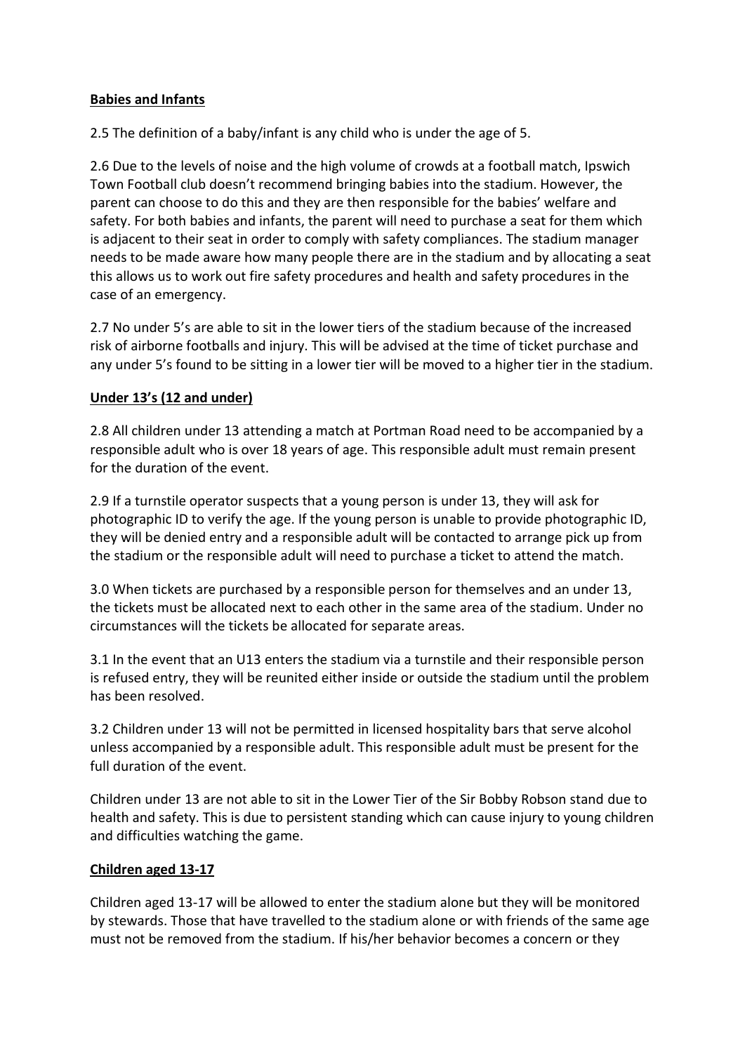**Babies and Infants**

2.5 The definition of a baby/infant is any child who is under the age of 5.

2.6 Due to the levels of noise and the high volume of crowds at a football match, Ipswich Town Football club doesn't recommend bringing babies into the stadium. However, the parent can choose to do this and they are then responsible for the babies' welfare and safety. For both babies and infants, the parent will need to purchase a seat for them which is adjacent to their seat in order to comply with safety compliances. The stadium manager needs to be made aware how many people there are in the stadium and by allocating a seat this allows us to work out fire safety procedures and health and safety procedures in the case of an emergency.

2.7 No under 5's are able to sit in the lower tiers of the stadium because of the increased risk of airborne footballs and injury. This will be advised at the time of ticket purchase and any under 5's found to be sitting in a lower tier will be moved to a higher tier in the stadium.

**Under 13's (12 and under)**

2.8 All children under 13 attending a match at Portman Road need to be accompanied by a responsible adult who is over 18 years of age. This responsible adult must remain present for the duration of the event.

2.9 If a turnstile operator suspects that a young person is under 13, they will ask for photographic ID to verify the age. If the young person is unable to provide photographic ID, they will be denied entry and a responsible adult will be contacted to arrange pick up from the stadium or the responsible adult will need to purchase a ticket to attend the match.

3.0 When tickets are purchased by a responsible person for themselves and an under 13, the tickets must be allocated next to each other in the same area of the stadium. Under no circumstances will the tickets be allocated for separate areas.

3.1 In the event that an U13 enters the stadium via a turnstile and their responsible person is refused entry, they will be reunited either inside or outside the stadium until the problem has been resolved.

3.2 Children under 13 will not be permitted in licensed hospitality bars that serve alcohol unless accompanied by a responsible adult. This responsible adult must be present for the full duration of the event.

Children under 13 are not able to sit in the Lower Tier of the Sir Bobby Robson stand due to health and safety. This is due to persistent standing which can cause injury to young children and difficulties watching the game.

**Children aged 13-17**

Children aged 13-17 will be allowed to enter the stadium alone but they will be monitored by stewards. Those that have travelled to the stadium alone or with friends of the same age must not be removed from the stadium. If his/her behavior becomes a concern or they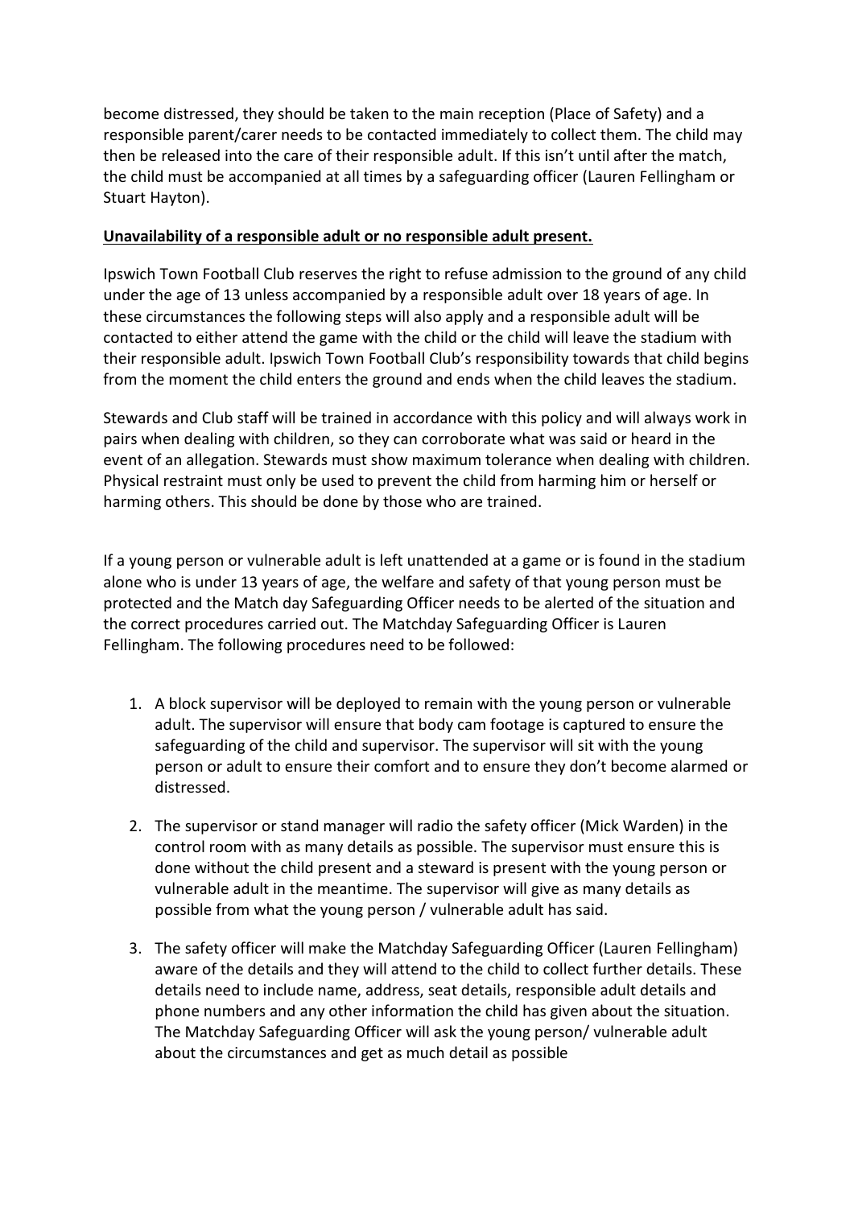become distressed, they should be taken to the main reception (Place of Safety) and a responsible parent/carer needs to be contacted immediately to collect them. The child may then be released into the care of their responsible adult. If this isn't until after the match, the child must be accompanied at all times by a safeguarding officer (Lauren Fellingham or Stuart Hayton).

**Unavailability of a responsible adult or no responsible adult present.**

Ipswich Town Football Club reserves the right to refuse admission to the ground of any child under the age of 13 unless accompanied by a responsible adult over 18 years of age. In these circumstances the following steps will also apply and a responsible adult will be contacted to either attend the game with the child or the child will leave the stadium with their responsible adult. Ipswich Town Football Club's responsibility towards that child begins from the moment the child enters the ground and ends when the child leaves the stadium.

Stewards and Club staff will be trained in accordance with this policy and will always work in pairs when dealing with children, so they can corroborate what was said or heard in the event of an allegation. Stewards must show maximum tolerance when dealing with children. Physical restraint must only be used to prevent the child from harming him or herself or harming others. This should be done by those who are trained.

If a young person or vulnerable adult is left unattended at a game or is found in the stadium alone who is under 13 years of age, the welfare and safety of that young person must be protected and the Match day Safeguarding Officer needs to be alerted of the situation and the correct procedures carried out. The Matchday Safeguarding Officer is Lauren Fellingham. The following procedures need to be followed:

1. A block supervisor will be deployed to remain with the young person or vulnerable adult. The supervisor will ensure that body cam footage is captured to ensure the safeguarding of the child and supervisor. The supervisor will sit with the young person or adult to ensure their comfort and to ensure they don't become alarmed or distressed.

2. The supervisor or stand manager will radio the safety officer (Mick Warden) in the control room with as many details as possible. The supervisor must ensure this is done without the child present and a steward is present with the young person or vulnerable adult in the meantime. The supervisor will give as many details as possible from what the young person / vulnerable adult has said.

3. The safety officer will make the Matchday Safeguarding Officer (Lauren Fellingham) aware of the details and they will attend to the child to collect further details. These details need to include name, address, seat details, responsible adult details and phone numbers and any other information the child has given about the situation. The Matchday Safeguarding Officer will ask the young person/ vulnerable adult about the circumstances and get as much detail as possible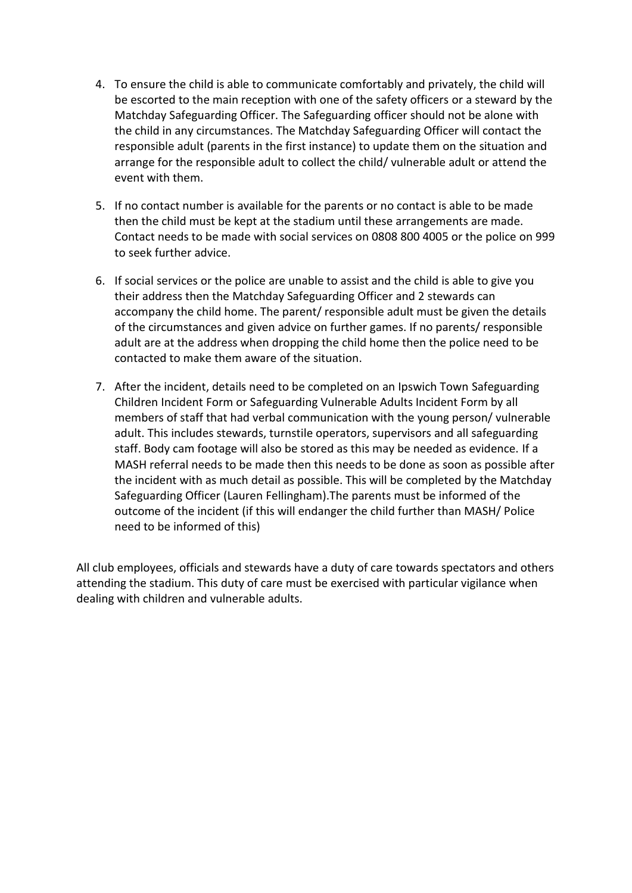4. To ensure the child is able to communicate comfortably and privately, the child will be escorted to the main reception with one of the safety officers or a steward by the Matchday Safeguarding Officer. The Safeguarding officer should not be alone with the child in any circumstances. The Matchday Safeguarding Officer will contact the responsible adult (parents in the first instance) to update them on the situation and arrange for the responsible adult to collect the child/ vulnerable adult or attend the event with them.

5. If no contact number is available for the parents or no contact is able to be made then the child must be kept at the stadium until these arrangements are made. Contact needs to be made with social services on 0808 800 4005 or the police on 999 to seek further advice.

6. If social services or the police are unable to assist and the child is able to give you their address then the Matchday Safeguarding Officer and 2 stewards can accompany the child home. The parent/ responsible adult must be given the details of the circumstances and given advice on further games. If no parents/ responsible adult are at the address when dropping the child home then the police need to be contacted to make them aware of the situation.

7. After the incident, details need to be completed on an Ipswich Town Safeguarding Children Incident Form or Safeguarding Vulnerable Adults Incident Form by all members of staff that had verbal communication with the young person/ vulnerable adult. This includes stewards, turnstile operators, supervisors and all safeguarding staff. Body cam footage will also be stored as this may be needed as evidence. If a MASH referral needs to be made then this needs to be done as soon as possible after the incident with as much detail as possible. This will be completed by the Matchday Safeguarding Officer (Lauren Fellingham).The parents must be informed of the outcome of the incident (if this will endanger the child further than MASH/ Police need to be informed of this)

All club employees, officials and stewards have a duty of care towards spectators and others attending the stadium. This duty of care must be exercised with particular vigilance when dealing with children and vulnerable adults.